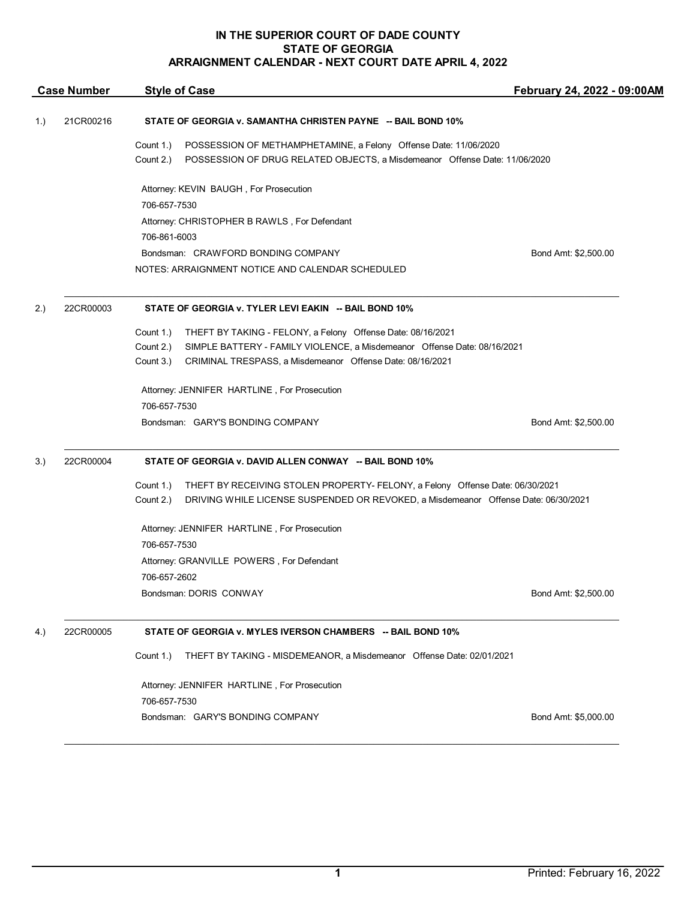# IN THE SUPERIOR COURT OF DADE COUNTY
# STATE OF GEORGIA
# ARRAIGNMENT CALENDAR - NEXT COURT DATE APRIL 4, 2022

| Case Number | Style of Case | February 24, 2022 - 09:00AM |
|---|---|---|

**1.) 21CR00216 — STATE OF GEORGIA v. SAMANTHA CHRISTEN PAYNE -- BAIL BOND 10%**

Count 1.) POSSESSION OF METHAMPHETAMINE, a Felony Offense Date: 11/06/2020
Count 2.) POSSESSION OF DRUG RELATED OBJECTS, a Misdemeanor Offense Date: 11/06/2020

Attorney: KEVIN BAUGH , For Prosecution
706-657-7530
Attorney: CHRISTOPHER B RAWLS , For Defendant
706-861-6003
Bondsman: CRAWFORD BONDING COMPANY — Bond Amt: $2,500.00
NOTES: ARRAIGNMENT NOTICE AND CALENDAR SCHEDULED

---

**2.) 22CR00003 — STATE OF GEORGIA v. TYLER LEVI EAKIN -- BAIL BOND 10%**

Count 1.) THEFT BY TAKING - FELONY, a Felony Offense Date: 08/16/2021
Count 2.) SIMPLE BATTERY - FAMILY VIOLENCE, a Misdemeanor Offense Date: 08/16/2021
Count 3.) CRIMINAL TRESPASS, a Misdemeanor Offense Date: 08/16/2021

Attorney: JENNIFER HARTLINE , For Prosecution
706-657-7530
Bondsman: GARY'S BONDING COMPANY — Bond Amt: $2,500.00

---

**3.) 22CR00004 — STATE OF GEORGIA v. DAVID ALLEN CONWAY -- BAIL BOND 10%**

Count 1.) THEFT BY RECEIVING STOLEN PROPERTY- FELONY, a Felony Offense Date: 06/30/2021
Count 2.) DRIVING WHILE LICENSE SUSPENDED OR REVOKED, a Misdemeanor Offense Date: 06/30/2021

Attorney: JENNIFER HARTLINE , For Prosecution
706-657-7530
Attorney: GRANVILLE POWERS , For Defendant
706-657-2602
Bondsman: DORIS CONWAY — Bond Amt: $2,500.00

---

**4.) 22CR00005 — STATE OF GEORGIA v. MYLES IVERSON CHAMBERS -- BAIL BOND 10%**

Count 1.) THEFT BY TAKING - MISDEMEANOR, a Misdemeanor Offense Date: 02/01/2021

Attorney: JENNIFER HARTLINE , For Prosecution
706-657-7530
Bondsman: GARY'S BONDING COMPANY — Bond Amt: $5,000.00

---

Printed: February 16, 2022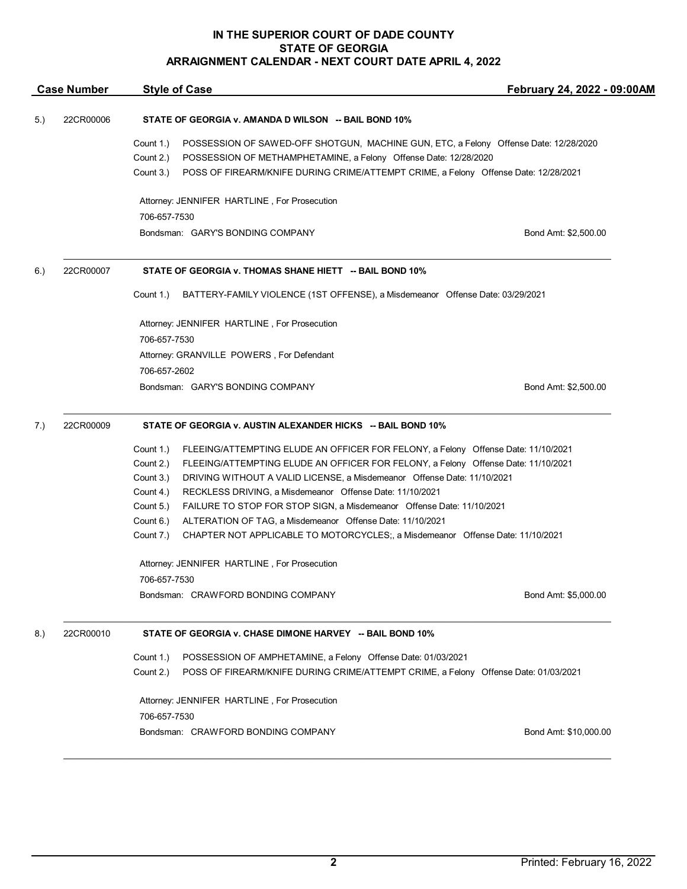**IN THE SUPERIOR COURT OF DADE COUNTY**
**STATE OF GEORGIA**
**ARRAIGNMENT CALENDAR - NEXT COURT DATE APRIL 4, 2022**

| Case Number | Style of Case | February 24, 2022 - 09:00AM |
|---|---|---|

5.) 22CR00006 **STATE OF GEORGIA v. AMANDA D WILSON -- BAIL BOND 10%**

Count 1.) POSSESSION OF SAWED-OFF SHOTGUN, MACHINE GUN, ETC, a Felony Offense Date: 12/28/2020
Count 2.) POSSESSION OF METHAMPHETAMINE, a Felony Offense Date: 12/28/2020
Count 3.) POSS OF FIREARM/KNIFE DURING CRIME/ATTEMPT CRIME, a Felony Offense Date: 12/28/2021

Attorney: JENNIFER HARTLINE , For Prosecution
706-657-7530
Bondsman: GARY'S BONDING COMPANY Bond Amt: $2,500.00

---

6.) 22CR00007 **STATE OF GEORGIA v. THOMAS SHANE HIETT -- BAIL BOND 10%**

Count 1.) BATTERY-FAMILY VIOLENCE (1ST OFFENSE), a Misdemeanor Offense Date: 03/29/2021

Attorney: JENNIFER HARTLINE , For Prosecution
706-657-7530
Attorney: GRANVILLE POWERS , For Defendant
706-657-2602
Bondsman: GARY'S BONDING COMPANY Bond Amt: $2,500.00

---

7.) 22CR00009 **STATE OF GEORGIA v. AUSTIN ALEXANDER HICKS -- BAIL BOND 10%**

Count 1.) FLEEING/ATTEMPTING ELUDE AN OFFICER FOR FELONY, a Felony Offense Date: 11/10/2021
Count 2.) FLEEING/ATTEMPTING ELUDE AN OFFICER FOR FELONY, a Felony Offense Date: 11/10/2021
Count 3.) DRIVING WITHOUT A VALID LICENSE, a Misdemeanor Offense Date: 11/10/2021
Count 4.) RECKLESS DRIVING, a Misdemeanor Offense Date: 11/10/2021
Count 5.) FAILURE TO STOP FOR STOP SIGN, a Misdemeanor Offense Date: 11/10/2021
Count 6.) ALTERATION OF TAG, a Misdemeanor Offense Date: 11/10/2021
Count 7.) CHAPTER NOT APPLICABLE TO MOTORCYCLES;, a Misdemeanor Offense Date: 11/10/2021

Attorney: JENNIFER HARTLINE , For Prosecution
706-657-7530
Bondsman: CRAWFORD BONDING COMPANY Bond Amt: $5,000.00

---

8.) 22CR00010 **STATE OF GEORGIA v. CHASE DIMONE HARVEY -- BAIL BOND 10%**

Count 1.) POSSESSION OF AMPHETAMINE, a Felony Offense Date: 01/03/2021
Count 2.) POSS OF FIREARM/KNIFE DURING CRIME/ATTEMPT CRIME, a Felony Offense Date: 01/03/2021

Attorney: JENNIFER HARTLINE , For Prosecution
706-657-7530
Bondsman: CRAWFORD BONDING COMPANY Bond Amt: $10,000.00

---

Printed: February 16, 2022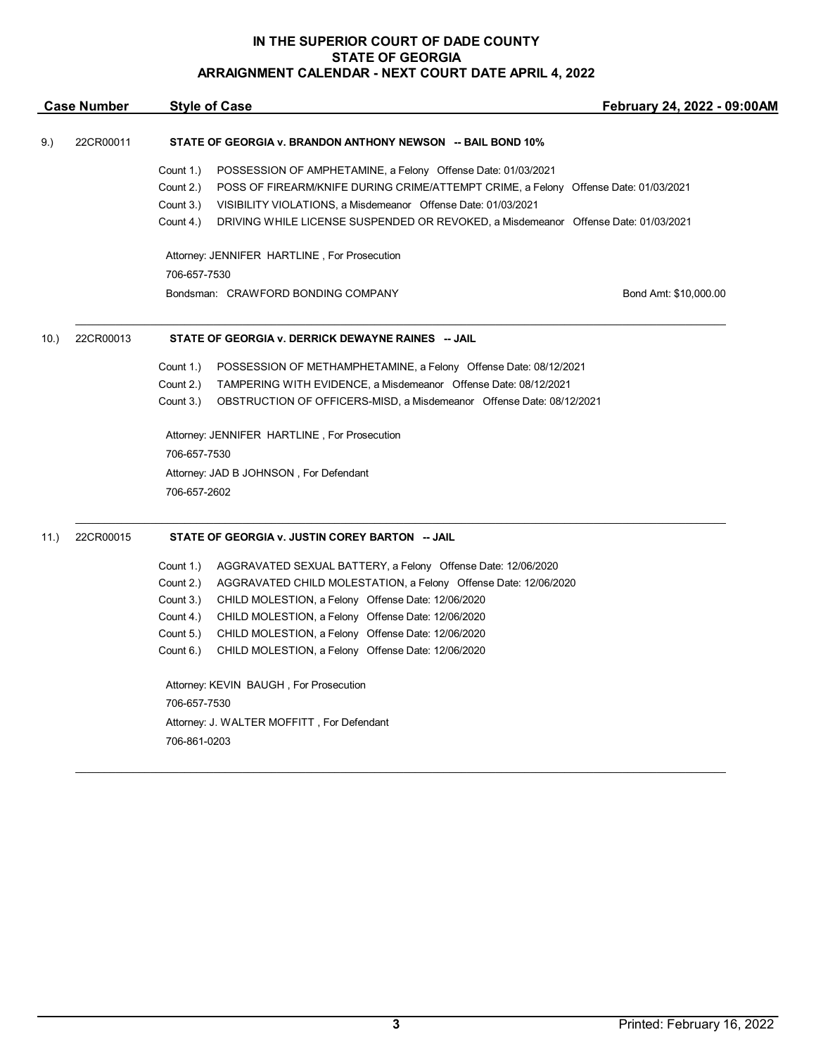# IN THE SUPERIOR COURT OF DADE COUNTY
# STATE OF GEORGIA
## ARRAIGNMENT CALENDAR - NEXT COURT DATE APRIL 4, 2022

| Case Number | Style of Case | February 24, 2022 - 09:00AM |
|---|---|---|

9.) 22CR00011 **STATE OF GEORGIA v. BRANDON ANTHONY NEWSON -- BAIL BOND 10%**

Count 1.) POSSESSION OF AMPHETAMINE, a Felony Offense Date: 01/03/2021
Count 2.) POSS OF FIREARM/KNIFE DURING CRIME/ATTEMPT CRIME, a Felony Offense Date: 01/03/2021
Count 3.) VISIBILITY VIOLATIONS, a Misdemeanor Offense Date: 01/03/2021
Count 4.) DRIVING WHILE LICENSE SUSPENDED OR REVOKED, a Misdemeanor Offense Date: 01/03/2021

Attorney: JENNIFER HARTLINE , For Prosecution
706-657-7530
Bondsman: CRAWFORD BONDING COMPANY Bond Amt: $10,000.00

---

10.) 22CR00013 **STATE OF GEORGIA v. DERRICK DEWAYNE RAINES -- JAIL**

Count 1.) POSSESSION OF METHAMPHETAMINE, a Felony Offense Date: 08/12/2021
Count 2.) TAMPERING WITH EVIDENCE, a Misdemeanor Offense Date: 08/12/2021
Count 3.) OBSTRUCTION OF OFFICERS-MISD, a Misdemeanor Offense Date: 08/12/2021

Attorney: JENNIFER HARTLINE , For Prosecution
706-657-7530
Attorney: JAD B JOHNSON , For Defendant
706-657-2602

---

11.) 22CR00015 **STATE OF GEORGIA v. JUSTIN COREY BARTON -- JAIL**

Count 1.) AGGRAVATED SEXUAL BATTERY, a Felony Offense Date: 12/06/2020
Count 2.) AGGRAVATED CHILD MOLESTATION, a Felony Offense Date: 12/06/2020
Count 3.) CHILD MOLESTION, a Felony Offense Date: 12/06/2020
Count 4.) CHILD MOLESTION, a Felony Offense Date: 12/06/2020
Count 5.) CHILD MOLESTION, a Felony Offense Date: 12/06/2020
Count 6.) CHILD MOLESTION, a Felony Offense Date: 12/06/2020

Attorney: KEVIN BAUGH , For Prosecution
706-657-7530
Attorney: J. WALTER MOFFITT , For Defendant
706-861-0203

---

Printed: February 16, 2022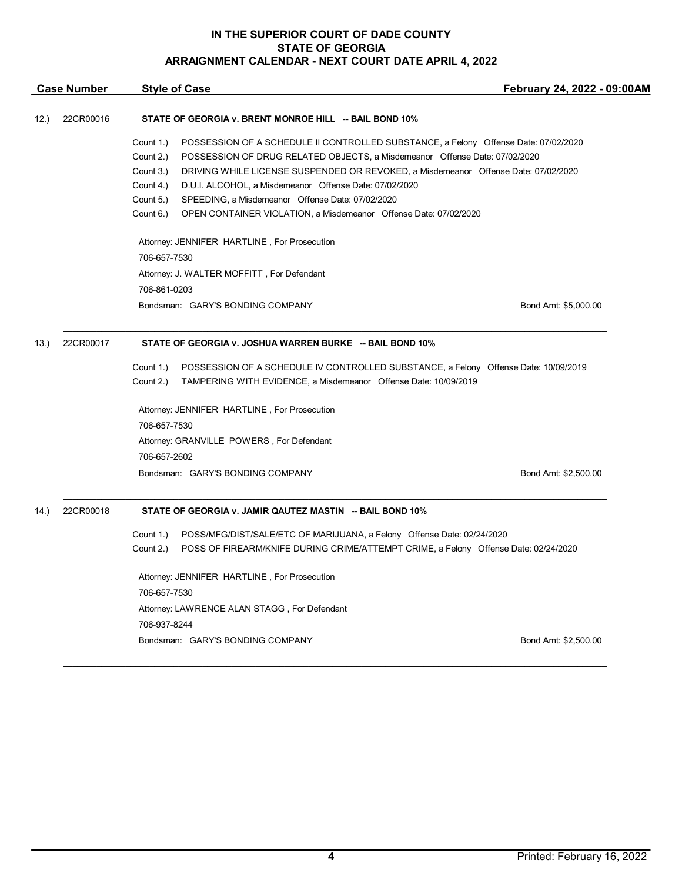**IN THE SUPERIOR COURT OF DADE COUNTY**
**STATE OF GEORGIA**
**ARRAIGNMENT CALENDAR - NEXT COURT DATE APRIL 4, 2022**

| Case Number | Style of Case | February 24, 2022 - 09:00AM |
|---|---|---|

**12.) 22CR00016 — STATE OF GEORGIA v. BRENT MONROE HILL -- BAIL BOND 10%**

- Count 1.) POSSESSION OF A SCHEDULE II CONTROLLED SUBSTANCE, a Felony Offense Date: 07/02/2020
- Count 2.) POSSESSION OF DRUG RELATED OBJECTS, a Misdemeanor Offense Date: 07/02/2020
- Count 3.) DRIVING WHILE LICENSE SUSPENDED OR REVOKED, a Misdemeanor Offense Date: 07/02/2020
- Count 4.) D.U.I. ALCOHOL, a Misdemeanor Offense Date: 07/02/2020
- Count 5.) SPEEDING, a Misdemeanor Offense Date: 07/02/2020
- Count 6.) OPEN CONTAINER VIOLATION, a Misdemeanor Offense Date: 07/02/2020

Attorney: JENNIFER HARTLINE , For Prosecution
706-657-7530
Attorney: J. WALTER MOFFITT , For Defendant
706-861-0203
Bondsman: GARY'S BONDING COMPANY — Bond Amt: $5,000.00

---

**13.) 22CR00017 — STATE OF GEORGIA v. JOSHUA WARREN BURKE -- BAIL BOND 10%**

- Count 1.) POSSESSION OF A SCHEDULE IV CONTROLLED SUBSTANCE, a Felony Offense Date: 10/09/2019
- Count 2.) TAMPERING WITH EVIDENCE, a Misdemeanor Offense Date: 10/09/2019

Attorney: JENNIFER HARTLINE , For Prosecution
706-657-7530
Attorney: GRANVILLE POWERS , For Defendant
706-657-2602
Bondsman: GARY'S BONDING COMPANY — Bond Amt: $2,500.00

---

**14.) 22CR00018 — STATE OF GEORGIA v. JAMIR QAUTEZ MASTIN -- BAIL BOND 10%**

- Count 1.) POSS/MFG/DIST/SALE/ETC OF MARIJUANA, a Felony Offense Date: 02/24/2020
- Count 2.) POSS OF FIREARM/KNIFE DURING CRIME/ATTEMPT CRIME, a Felony Offense Date: 02/24/2020

Attorney: JENNIFER HARTLINE , For Prosecution
706-657-7530
Attorney: LAWRENCE ALAN STAGG , For Defendant
706-937-8244
Bondsman: GARY'S BONDING COMPANY — Bond Amt: $2,500.00

---

Printed: February 16, 2022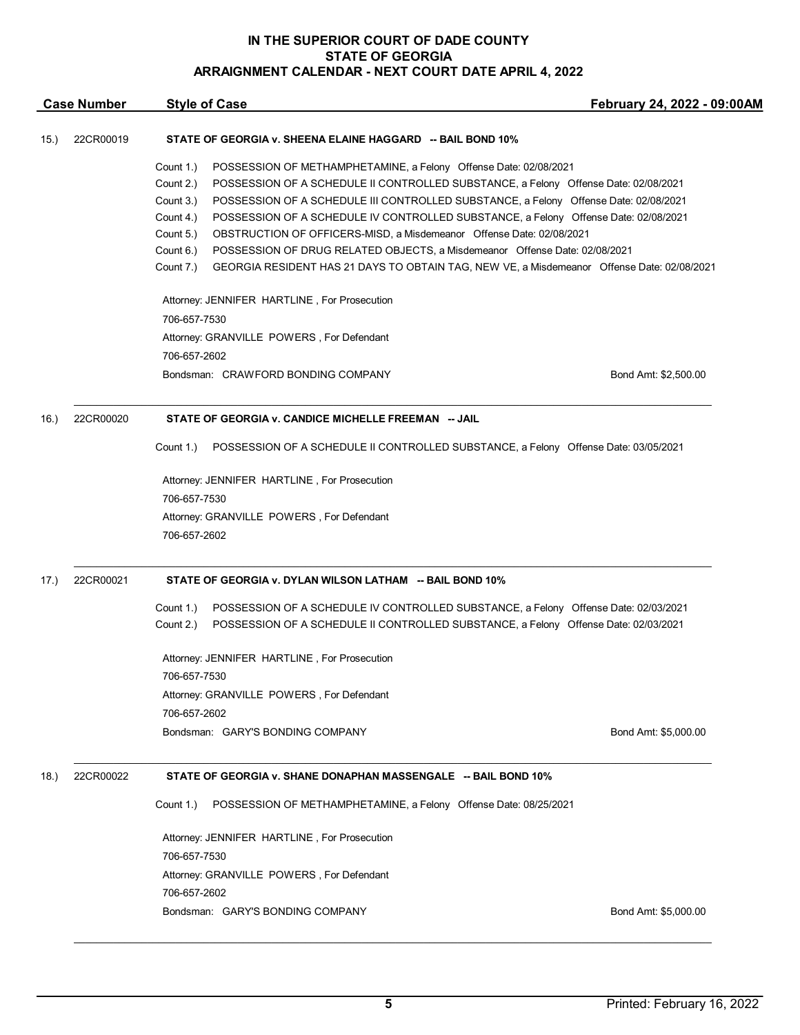**IN THE SUPERIOR COURT OF DADE COUNTY**
**STATE OF GEORGIA**
**ARRAIGNMENT CALENDAR - NEXT COURT DATE APRIL 4, 2022**

| Case Number | Style of Case | February 24, 2022 - 09:00AM |
|---|---|---|

15.) 22CR00019 **STATE OF GEORGIA v. SHEENA ELAINE HAGGARD -- BAIL BOND 10%**

Count 1.) POSSESSION OF METHAMPHETAMINE, a Felony Offense Date: 02/08/2021
Count 2.) POSSESSION OF A SCHEDULE II CONTROLLED SUBSTANCE, a Felony Offense Date: 02/08/2021
Count 3.) POSSESSION OF A SCHEDULE III CONTROLLED SUBSTANCE, a Felony Offense Date: 02/08/2021
Count 4.) POSSESSION OF A SCHEDULE IV CONTROLLED SUBSTANCE, a Felony Offense Date: 02/08/2021
Count 5.) OBSTRUCTION OF OFFICERS-MISD, a Misdemeanor Offense Date: 02/08/2021
Count 6.) POSSESSION OF DRUG RELATED OBJECTS, a Misdemeanor Offense Date: 02/08/2021
Count 7.) GEORGIA RESIDENT HAS 21 DAYS TO OBTAIN TAG, NEW VE, a Misdemeanor Offense Date: 02/08/2021

Attorney: JENNIFER HARTLINE , For Prosecution
706-657-7530
Attorney: GRANVILLE POWERS , For Defendant
706-657-2602
Bondsman: CRAWFORD BONDING COMPANY — Bond Amt: $2,500.00

---

16.) 22CR00020 **STATE OF GEORGIA v. CANDICE MICHELLE FREEMAN -- JAIL**

Count 1.) POSSESSION OF A SCHEDULE II CONTROLLED SUBSTANCE, a Felony Offense Date: 03/05/2021

Attorney: JENNIFER HARTLINE , For Prosecution
706-657-7530
Attorney: GRANVILLE POWERS , For Defendant
706-657-2602

---

17.) 22CR00021 **STATE OF GEORGIA v. DYLAN WILSON LATHAM -- BAIL BOND 10%**

Count 1.) POSSESSION OF A SCHEDULE IV CONTROLLED SUBSTANCE, a Felony Offense Date: 02/03/2021
Count 2.) POSSESSION OF A SCHEDULE II CONTROLLED SUBSTANCE, a Felony Offense Date: 02/03/2021

Attorney: JENNIFER HARTLINE , For Prosecution
706-657-7530
Attorney: GRANVILLE POWERS , For Defendant
706-657-2602
Bondsman: GARY'S BONDING COMPANY — Bond Amt: $5,000.00

---

18.) 22CR00022 **STATE OF GEORGIA v. SHANE DONAPHAN MASSENGALE -- BAIL BOND 10%**

Count 1.) POSSESSION OF METHAMPHETAMINE, a Felony Offense Date: 08/25/2021

Attorney: JENNIFER HARTLINE , For Prosecution
706-657-7530
Attorney: GRANVILLE POWERS , For Defendant
706-657-2602
Bondsman: GARY'S BONDING COMPANY — Bond Amt: $5,000.00

---

Printed: February 16, 2022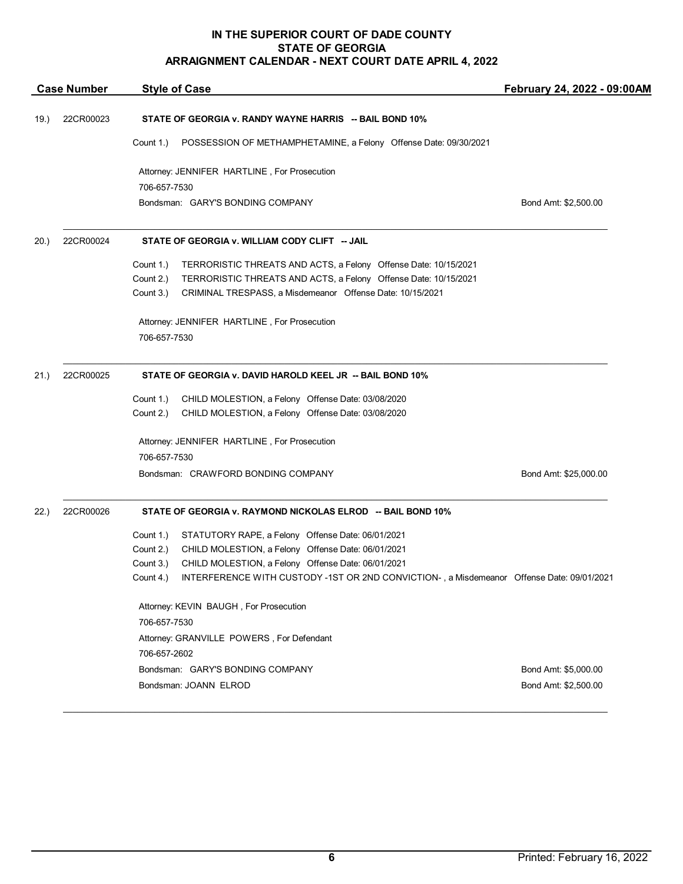# IN THE SUPERIOR COURT OF DADE COUNTY
## STATE OF GEORGIA
## ARRAIGNMENT CALENDAR - NEXT COURT DATE APRIL 4, 2022

| Case Number | Style of Case | February 24, 2022 - 09:00AM |
|---|---|---|

**19.) 22CR00023 — STATE OF GEORGIA v. RANDY WAYNE HARRIS -- BAIL BOND 10%**

Count 1.) POSSESSION OF METHAMPHETAMINE, a Felony Offense Date: 09/30/2021

Attorney: JENNIFER HARTLINE , For Prosecution
706-657-7530
Bondsman: GARY'S BONDING COMPANY — Bond Amt: $2,500.00

---

**20.) 22CR00024 — STATE OF GEORGIA v. WILLIAM CODY CLIFT -- JAIL**

Count 1.) TERRORISTIC THREATS AND ACTS, a Felony Offense Date: 10/15/2021
Count 2.) TERRORISTIC THREATS AND ACTS, a Felony Offense Date: 10/15/2021
Count 3.) CRIMINAL TRESPASS, a Misdemeanor Offense Date: 10/15/2021

Attorney: JENNIFER HARTLINE , For Prosecution
706-657-7530

---

**21.) 22CR00025 — STATE OF GEORGIA v. DAVID HAROLD KEEL JR -- BAIL BOND 10%**

Count 1.) CHILD MOLESTION, a Felony Offense Date: 03/08/2020
Count 2.) CHILD MOLESTION, a Felony Offense Date: 03/08/2020

Attorney: JENNIFER HARTLINE , For Prosecution
706-657-7530
Bondsman: CRAWFORD BONDING COMPANY — Bond Amt: $25,000.00

---

**22.) 22CR00026 — STATE OF GEORGIA v. RAYMOND NICKOLAS ELROD -- BAIL BOND 10%**

Count 1.) STATUTORY RAPE, a Felony Offense Date: 06/01/2021
Count 2.) CHILD MOLESTION, a Felony Offense Date: 06/01/2021
Count 3.) CHILD MOLESTION, a Felony Offense Date: 06/01/2021
Count 4.) INTERFERENCE WITH CUSTODY -1ST OR 2ND CONVICTION- , a Misdemeanor Offense Date: 09/01/2021

Attorney: KEVIN BAUGH , For Prosecution
706-657-7530
Attorney: GRANVILLE POWERS , For Defendant
706-657-2602
Bondsman: GARY'S BONDING COMPANY — Bond Amt: $5,000.00
Bondsman: JOANN ELROD — Bond Amt: $2,500.00

Printed: February 16, 2022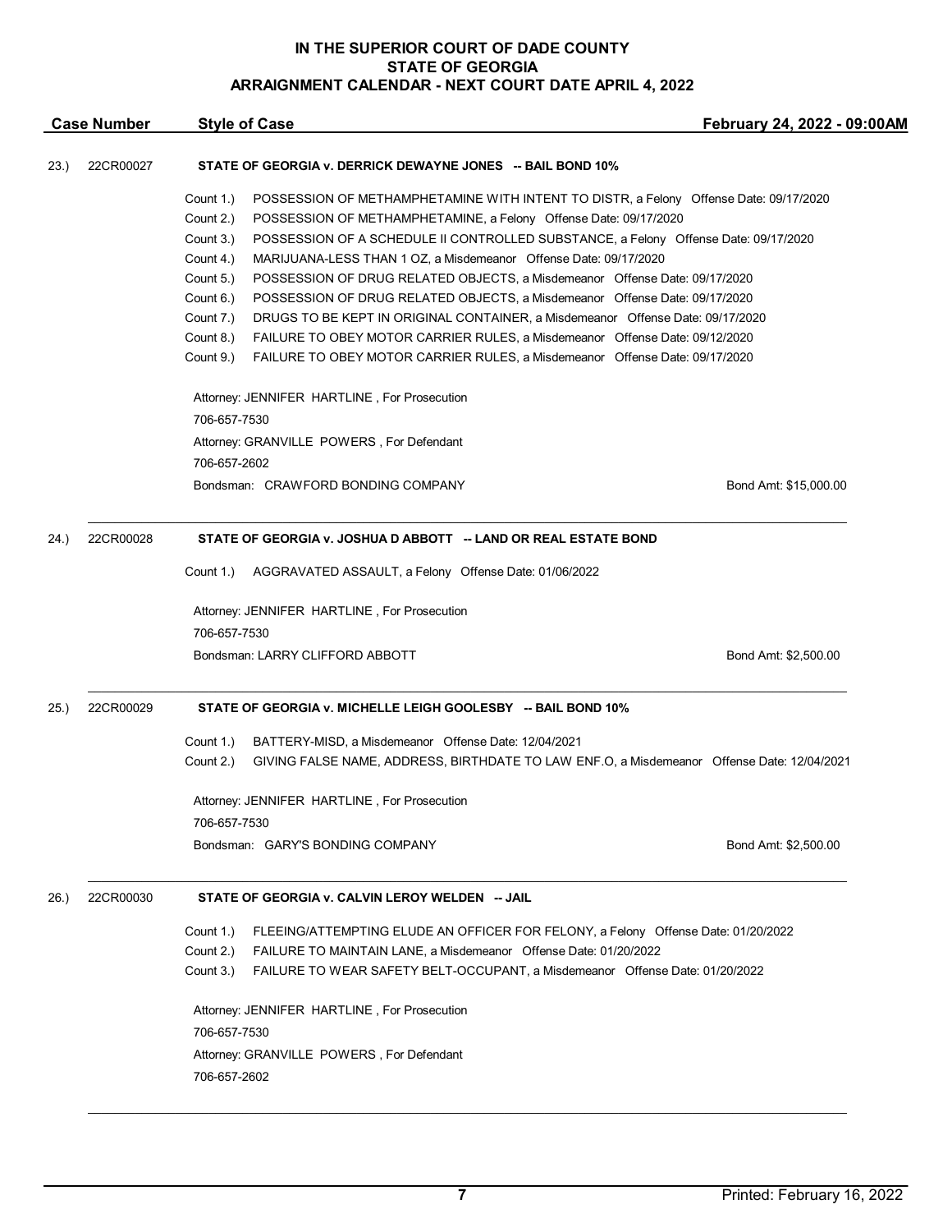**IN THE SUPERIOR COURT OF DADE COUNTY**
**STATE OF GEORGIA**
**ARRAIGNMENT CALENDAR - NEXT COURT DATE APRIL 4, 2022**

| Case Number | Style of Case | February 24, 2022 - 09:00AM |
|---|---|---|

23.) 22CR00027 **STATE OF GEORGIA v. DERRICK DEWAYNE JONES -- BAIL BOND 10%**

Count 1.) POSSESSION OF METHAMPHETAMINE WITH INTENT TO DISTR, a Felony Offense Date: 09/17/2020
Count 2.) POSSESSION OF METHAMPHETAMINE, a Felony Offense Date: 09/17/2020
Count 3.) POSSESSION OF A SCHEDULE II CONTROLLED SUBSTANCE, a Felony Offense Date: 09/17/2020
Count 4.) MARIJUANA-LESS THAN 1 OZ, a Misdemeanor Offense Date: 09/17/2020
Count 5.) POSSESSION OF DRUG RELATED OBJECTS, a Misdemeanor Offense Date: 09/17/2020
Count 6.) POSSESSION OF DRUG RELATED OBJECTS, a Misdemeanor Offense Date: 09/17/2020
Count 7.) DRUGS TO BE KEPT IN ORIGINAL CONTAINER, a Misdemeanor Offense Date: 09/17/2020
Count 8.) FAILURE TO OBEY MOTOR CARRIER RULES, a Misdemeanor Offense Date: 09/12/2020
Count 9.) FAILURE TO OBEY MOTOR CARRIER RULES, a Misdemeanor Offense Date: 09/17/2020

Attorney: JENNIFER HARTLINE , For Prosecution
706-657-7530
Attorney: GRANVILLE POWERS , For Defendant
706-657-2602
Bondsman: CRAWFORD BONDING COMPANY Bond Amt: $15,000.00

---

24.) 22CR00028 **STATE OF GEORGIA v. JOSHUA D ABBOTT -- LAND OR REAL ESTATE BOND**

Count 1.) AGGRAVATED ASSAULT, a Felony Offense Date: 01/06/2022

Attorney: JENNIFER HARTLINE , For Prosecution
706-657-7530
Bondsman: LARRY CLIFFORD ABBOTT Bond Amt: $2,500.00

---

25.) 22CR00029 **STATE OF GEORGIA v. MICHELLE LEIGH GOOLESBY -- BAIL BOND 10%**

Count 1.) BATTERY-MISD, a Misdemeanor Offense Date: 12/04/2021
Count 2.) GIVING FALSE NAME, ADDRESS, BIRTHDATE TO LAW ENF.O, a Misdemeanor Offense Date: 12/04/2021

Attorney: JENNIFER HARTLINE , For Prosecution
706-657-7530
Bondsman: GARY'S BONDING COMPANY Bond Amt: $2,500.00

---

26.) 22CR00030 **STATE OF GEORGIA v. CALVIN LEROY WELDEN -- JAIL**

Count 1.) FLEEING/ATTEMPTING ELUDE AN OFFICER FOR FELONY, a Felony Offense Date: 01/20/2022
Count 2.) FAILURE TO MAINTAIN LANE, a Misdemeanor Offense Date: 01/20/2022
Count 3.) FAILURE TO WEAR SAFETY BELT-OCCUPANT, a Misdemeanor Offense Date: 01/20/2022

Attorney: JENNIFER HARTLINE , For Prosecution
706-657-7530
Attorney: GRANVILLE POWERS , For Defendant
706-657-2602

---

Printed: February 16, 2022